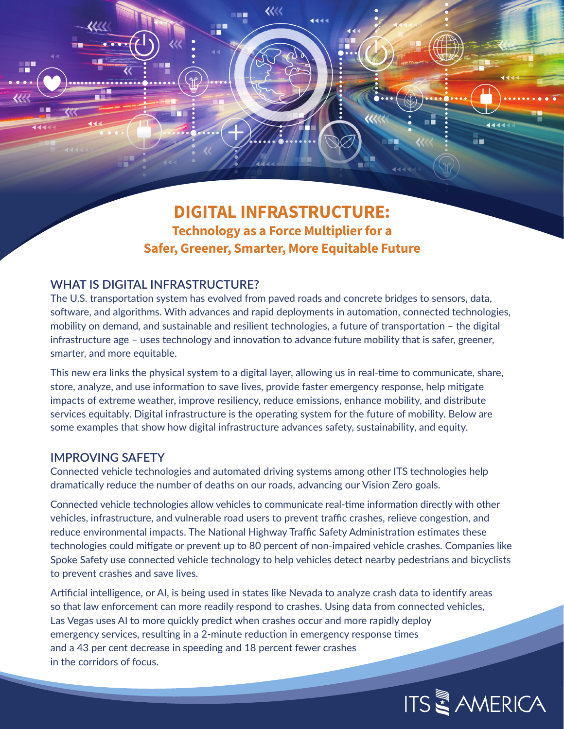# DIGITAL INFRASTRUCTURE:

## Technology as a Force Multiplier for a Safer, Greener, Smarter, More Equitable Future

### WHAT IS DIGITAL INFRASTRUCTURE?

The U.S. transportation system has evolved from paved roads and concrete bridges to sensors, data, software, and algorithms. With advances and rapid deployments in automation, connected technologies, mobility on demand, and sustainable and resilient technologies, a future of transportation – the digital infrastructure age – uses technology and innovation to advance future mobility that is safer, greener, smarter, and more equitable.

This new era links the physical system to a digital layer, allowing us in real-time to communicate, share, store, analyze, and use information to save lives, provide faster emergency response, help mitigate impacts of extreme weather, improve resiliency, reduce emissions, enhance mobility, and distribute services equitably. Digital infrastructure is the operating system for the future of mobility. Below are some examples that show how digital infrastructure advances safety, sustainability, and equity.

### IMPROVING SAFETY

Connected vehicle technologies and automated driving systems among other ITS technologies help dramatically reduce the number of deaths on our roads, advancing our Vision Zero goals.

Connected vehicle technologies allow vehicles to communicate real-time information directly with other vehicles, infrastructure, and vulnerable road users to prevent traffic crashes, relieve congestion, and reduce environmental impacts. The National Highway Traffic Safety Administration estimates these technologies could mitigate or prevent up to 80 percent of non-impaired vehicle crashes. Companies like Spoke Safety use connected vehicle technology to help vehicles detect nearby pedestrians and bicyclists to prevent crashes and save lives.

Artificial intelligence, or AI, is being used in states like Nevada to analyze crash data to identify areas so that law enforcement can more readily respond to crashes. Using data from connected vehicles, Las Vegas uses AI to more quickly predict when crashes occur and more rapidly deploy emergency services, resulting in a 2-minute reduction in emergency response times and a 43 per cent decrease in speeding and 18 percent fewer crashes in the corridors of focus.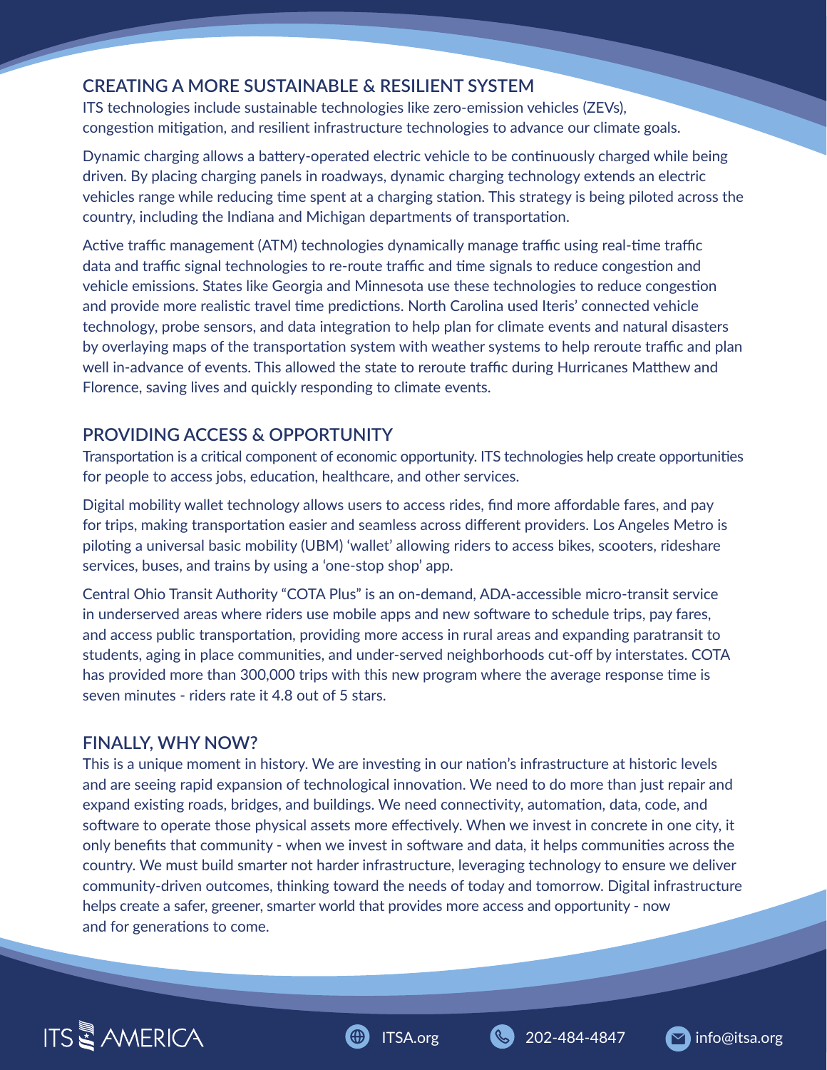## CREATING A MORE SUSTAINABLE & RESILIENT SYSTEM

ITS technologies include sustainable technologies like zero-emission vehicles (ZEVs), congestion mitigation, and resilient infrastructure technologies to advance our climate goals.

Dynamic charging allows a battery-operated electric vehicle to be continuously charged while being driven. By placing charging panels in roadways, dynamic charging technology extends an electric vehicles range while reducing time spent at a charging station. This strategy is being piloted across the country, including the Indiana and Michigan departments of transportation.

Active traffic management (ATM) technologies dynamically manage traffic using real-time traffic data and traffic signal technologies to re-route traffic and time signals to reduce congestion and vehicle emissions. States like Georgia and Minnesota use these technologies to reduce congestion and provide more realistic travel time predictions. North Carolina used Iteris' connected vehicle technology, probe sensors, and data integration to help plan for climate events and natural disasters by overlaying maps of the transportation system with weather systems to help reroute traffic and plan well in-advance of events. This allowed the state to reroute traffic during Hurricanes Matthew and Florence, saving lives and quickly responding to climate events.

## PROVIDING ACCESS & OPPORTUNITY

Transportation is a critical component of economic opportunity. ITS technologies help create opportunities for people to access jobs, education, healthcare, and other services.

Digital mobility wallet technology allows users to access rides, find more affordable fares, and pay for trips, making transportation easier and seamless across different providers. Los Angeles Metro is piloting a universal basic mobility (UBM) 'wallet' allowing riders to access bikes, scooters, rideshare services, buses, and trains by using a 'one-stop shop' app.

Central Ohio Transit Authority "COTA Plus" is an on-demand, ADA-accessible micro-transit service in underserved areas where riders use mobile apps and new software to schedule trips, pay fares, and access public transportation, providing more access in rural areas and expanding paratransit to students, aging in place communities, and under-served neighborhoods cut-off by interstates. COTA has provided more than 300,000 trips with this new program where the average response time is seven minutes - riders rate it 4.8 out of 5 stars.

## FINALLY, WHY NOW?

This is a unique moment in history. We are investing in our nation's infrastructure at historic levels and are seeing rapid expansion of technological innovation. We need to do more than just repair and expand existing roads, bridges, and buildings. We need connectivity, automation, data, code, and software to operate those physical assets more effectively. When we invest in concrete in one city, it only benefits that community - when we invest in software and data, it helps communities across the country. We must build smarter not harder infrastructure, leveraging technology to ensure we deliver community-driven outcomes, thinking toward the needs of today and tomorrow. Digital infrastructure helps create a safer, greener, smarter world that provides more access and opportunity - now and for generations to come.

ITS AMERICA

ITSA.org

202-484-4847

info@itsa.org